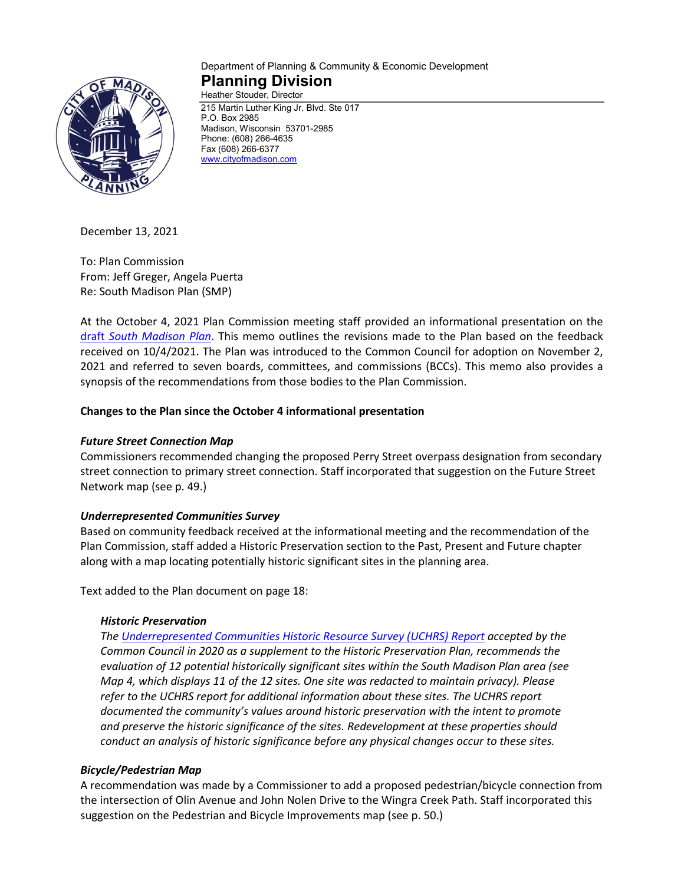Department of Planning & Community & Economic Development

# Planning Division

Heather Stouder, Director

215 Martin Luther King Jr. Blvd. Ste 017
P.O. Box 2985
Madison, Wisconsin 53701-2985
Phone: (608) 266-4635
Fax (608) 266-6377
www.cityofmadison.com

December 13, 2021

To: Plan Commission
From: Jeff Greger, Angela Puerta
Re: South Madison Plan (SMP)

At the October 4, 2021 Plan Commission meeting staff provided an informational presentation on the draft *South Madison Plan*. This memo outlines the revisions made to the Plan based on the feedback received on 10/4/2021. The Plan was introduced to the Common Council for adoption on November 2, 2021 and referred to seven boards, committees, and commissions (BCCs). This memo also provides a synopsis of the recommendations from those bodies to the Plan Commission.

**Changes to the Plan since the October 4 informational presentation**

***Future Street Connection Map***

Commissioners recommended changing the proposed Perry Street overpass designation from secondary street connection to primary street connection. Staff incorporated that suggestion on the Future Street Network map (see p. 49.)

***Underrepresented Communities Survey***

Based on community feedback received at the informational meeting and the recommendation of the Plan Commission, staff added a Historic Preservation section to the Past, Present and Future chapter along with a map locating potentially historic significant sites in the planning area.

Text added to the Plan document on page 18:

> ***Historic Preservation***
>
> *The Underrepresented Communities Historic Resource Survey (UCHRS) Report accepted by the Common Council in 2020 as a supplement to the Historic Preservation Plan, recommends the evaluation of 12 potential historically significant sites within the South Madison Plan area (see Map 4, which displays 11 of the 12 sites. One site was redacted to maintain privacy). Please refer to the UCHRS report for additional information about these sites. The UCHRS report documented the community's values around historic preservation with the intent to promote and preserve the historic significance of the sites. Redevelopment at these properties should conduct an analysis of historic significance before any physical changes occur to these sites.*

***Bicycle/Pedestrian Map***

A recommendation was made by a Commissioner to add a proposed pedestrian/bicycle connection from the intersection of Olin Avenue and John Nolen Drive to the Wingra Creek Path. Staff incorporated this suggestion on the Pedestrian and Bicycle Improvements map (see p. 50.)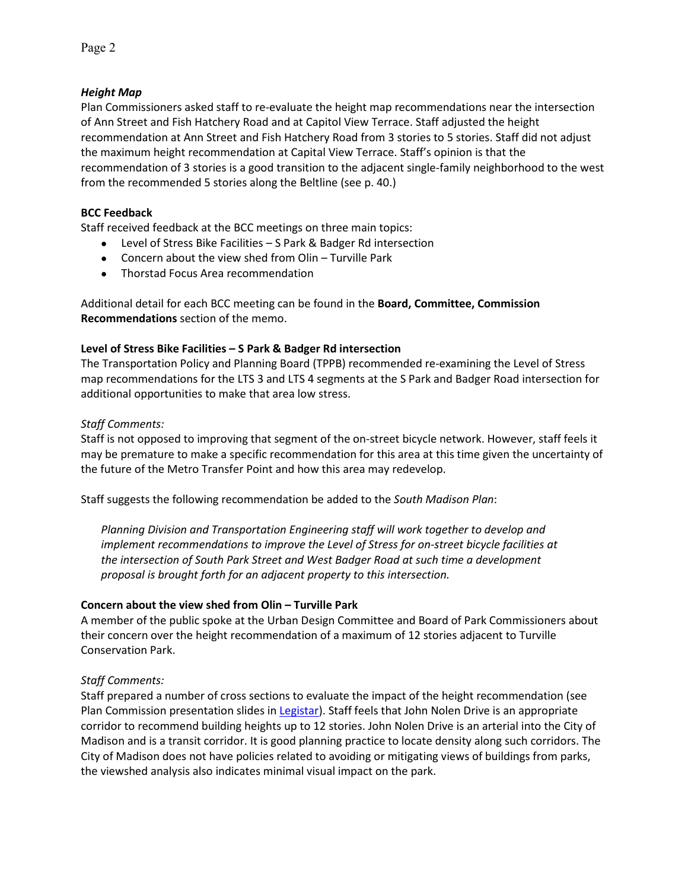### *Height Map*

Plan Commissioners asked staff to re-evaluate the height map recommendations near the intersection of Ann Street and Fish Hatchery Road and at Capitol View Terrace. Staff adjusted the height recommendation at Ann Street and Fish Hatchery Road from 3 stories to 5 stories. Staff did not adjust the maximum height recommendation at Capital View Terrace. Staff's opinion is that the recommendation of 3 stories is a good transition to the adjacent single-family neighborhood to the west from the recommended 5 stories along the Beltline (see p. 40.)

### BCC Feedback

Staff received feedback at the BCC meetings on three main topics:

- Level of Stress Bike Facilities – S Park & Badger Rd intersection
- Concern about the view shed from Olin – Turville Park
- Thorstad Focus Area recommendation

Additional detail for each BCC meeting can be found in the **Board, Committee, Commission Recommendations** section of the memo.

### Level of Stress Bike Facilities – S Park & Badger Rd intersection

The Transportation Policy and Planning Board (TPPB) recommended re-examining the Level of Stress map recommendations for the LTS 3 and LTS 4 segments at the S Park and Badger Road intersection for additional opportunities to make that area low stress.

*Staff Comments:*

Staff is not opposed to improving that segment of the on-street bicycle network. However, staff feels it may be premature to make a specific recommendation for this area at this time given the uncertainty of the future of the Metro Transfer Point and how this area may redevelop.

Staff suggests the following recommendation be added to the *South Madison Plan*:

> *Planning Division and Transportation Engineering staff will work together to develop and implement recommendations to improve the Level of Stress for on-street bicycle facilities at the intersection of South Park Street and West Badger Road at such time a development proposal is brought forth for an adjacent property to this intersection.*

### Concern about the view shed from Olin – Turville Park

A member of the public spoke at the Urban Design Committee and Board of Park Commissioners about their concern over the height recommendation of a maximum of 12 stories adjacent to Turville Conservation Park.

*Staff Comments:*

Staff prepared a number of cross sections to evaluate the impact of the height recommendation (see Plan Commission presentation slides in Legistar). Staff feels that John Nolen Drive is an appropriate corridor to recommend building heights up to 12 stories. John Nolen Drive is an arterial into the City of Madison and is a transit corridor. It is good planning practice to locate density along such corridors. The City of Madison does not have policies related to avoiding or mitigating views of buildings from parks, the viewshed analysis also indicates minimal visual impact on the park.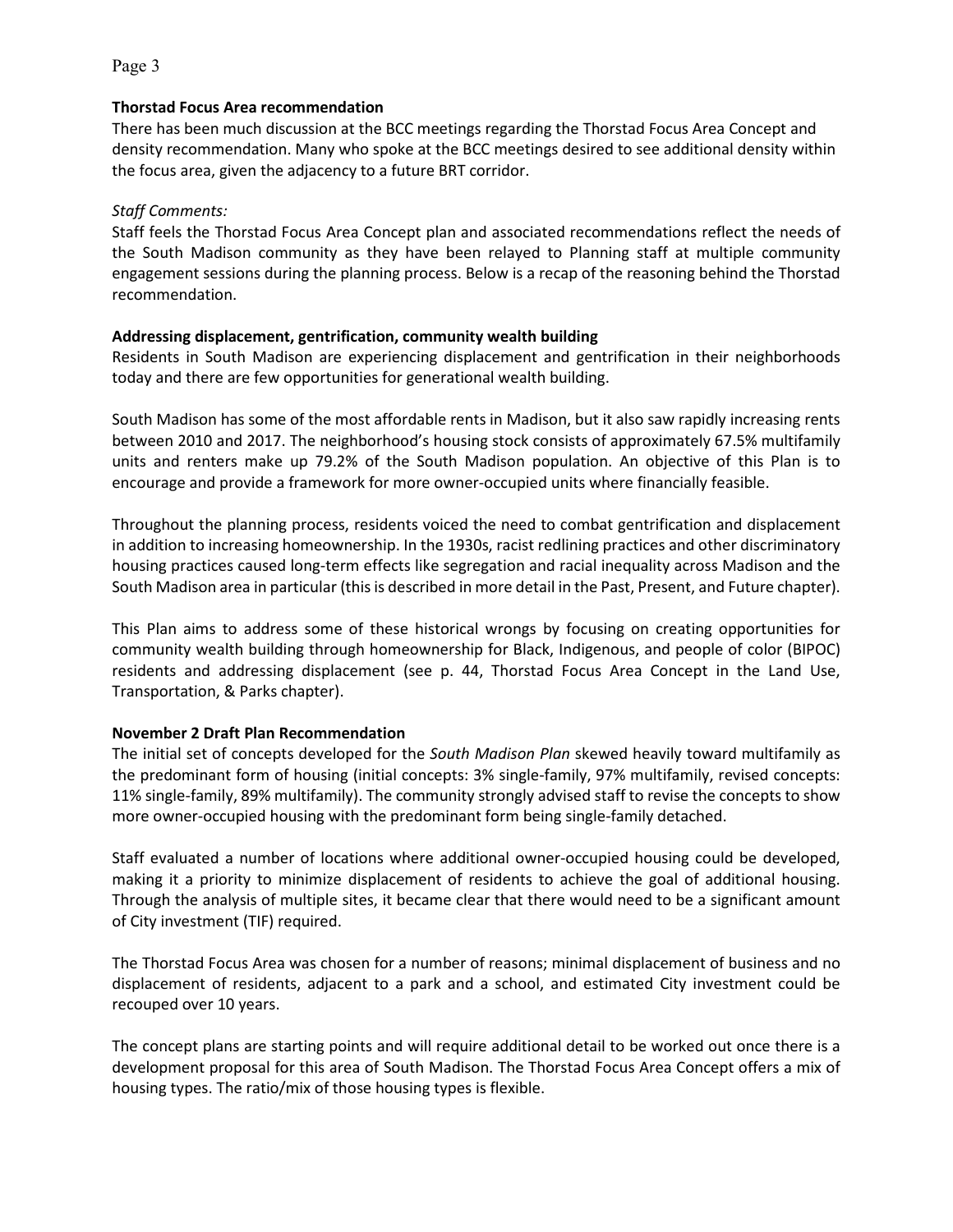**Thorstad Focus Area recommendation**

There has been much discussion at the BCC meetings regarding the Thorstad Focus Area Concept and density recommendation. Many who spoke at the BCC meetings desired to see additional density within the focus area, given the adjacency to a future BRT corridor.

*Staff Comments:*

Staff feels the Thorstad Focus Area Concept plan and associated recommendations reflect the needs of the South Madison community as they have been relayed to Planning staff at multiple community engagement sessions during the planning process. Below is a recap of the reasoning behind the Thorstad recommendation.

**Addressing displacement, gentrification, community wealth building**

Residents in South Madison are experiencing displacement and gentrification in their neighborhoods today and there are few opportunities for generational wealth building.

South Madison has some of the most affordable rents in Madison, but it also saw rapidly increasing rents between 2010 and 2017. The neighborhood's housing stock consists of approximately 67.5% multifamily units and renters make up 79.2% of the South Madison population. An objective of this Plan is to encourage and provide a framework for more owner-occupied units where financially feasible.

Throughout the planning process, residents voiced the need to combat gentrification and displacement in addition to increasing homeownership. In the 1930s, racist redlining practices and other discriminatory housing practices caused long-term effects like segregation and racial inequality across Madison and the South Madison area in particular (this is described in more detail in the Past, Present, and Future chapter).

This Plan aims to address some of these historical wrongs by focusing on creating opportunities for community wealth building through homeownership for Black, Indigenous, and people of color (BIPOC) residents and addressing displacement (see p. 44, Thorstad Focus Area Concept in the Land Use, Transportation, & Parks chapter).

**November 2 Draft Plan Recommendation**

The initial set of concepts developed for the *South Madison Plan* skewed heavily toward multifamily as the predominant form of housing (initial concepts: 3% single-family, 97% multifamily, revised concepts: 11% single-family, 89% multifamily). The community strongly advised staff to revise the concepts to show more owner-occupied housing with the predominant form being single-family detached.

Staff evaluated a number of locations where additional owner-occupied housing could be developed, making it a priority to minimize displacement of residents to achieve the goal of additional housing. Through the analysis of multiple sites, it became clear that there would need to be a significant amount of City investment (TIF) required.

The Thorstad Focus Area was chosen for a number of reasons; minimal displacement of business and no displacement of residents, adjacent to a park and a school, and estimated City investment could be recouped over 10 years.

The concept plans are starting points and will require additional detail to be worked out once there is a development proposal for this area of South Madison. The Thorstad Focus Area Concept offers a mix of housing types. The ratio/mix of those housing types is flexible.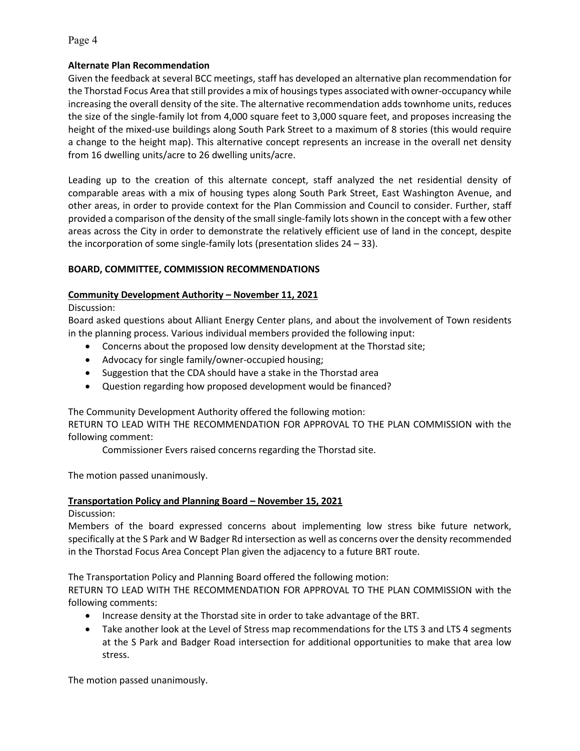### Alternate Plan Recommendation

Given the feedback at several BCC meetings, staff has developed an alternative plan recommendation for the Thorstad Focus Area that still provides a mix of housings types associated with owner-occupancy while increasing the overall density of the site. The alternative recommendation adds townhome units, reduces the size of the single-family lot from 4,000 square feet to 3,000 square feet, and proposes increasing the height of the mixed-use buildings along South Park Street to a maximum of 8 stories (this would require a change to the height map). This alternative concept represents an increase in the overall net density from 16 dwelling units/acre to 26 dwelling units/acre.

Leading up to the creation of this alternate concept, staff analyzed the net residential density of comparable areas with a mix of housing types along South Park Street, East Washington Avenue, and other areas, in order to provide context for the Plan Commission and Council to consider. Further, staff provided a comparison of the density of the small single-family lots shown in the concept with a few other areas across the City in order to demonstrate the relatively efficient use of land in the concept, despite the incorporation of some single-family lots (presentation slides 24 – 33).

## BOARD, COMMITTEE, COMMISSION RECOMMENDATIONS

### Community Development Authority – November 11, 2021

Discussion:
Board asked questions about Alliant Energy Center plans, and about the involvement of Town residents in the planning process. Various individual members provided the following input:

- Concerns about the proposed low density development at the Thorstad site;
- Advocacy for single family/owner-occupied housing;
- Suggestion that the CDA should have a stake in the Thorstad area
- Question regarding how proposed development would be financed?

The Community Development Authority offered the following motion:
RETURN TO LEAD WITH THE RECOMMENDATION FOR APPROVAL TO THE PLAN COMMISSION with the following comment:

Commissioner Evers raised concerns regarding the Thorstad site.

The motion passed unanimously.

### Transportation Policy and Planning Board – November 15, 2021

Discussion:
Members of the board expressed concerns about implementing low stress bike future network, specifically at the S Park and W Badger Rd intersection as well as concerns over the density recommended in the Thorstad Focus Area Concept Plan given the adjacency to a future BRT route.

The Transportation Policy and Planning Board offered the following motion:
RETURN TO LEAD WITH THE RECOMMENDATION FOR APPROVAL TO THE PLAN COMMISSION with the following comments:

- Increase density at the Thorstad site in order to take advantage of the BRT.
- Take another look at the Level of Stress map recommendations for the LTS 3 and LTS 4 segments at the S Park and Badger Road intersection for additional opportunities to make that area low stress.

The motion passed unanimously.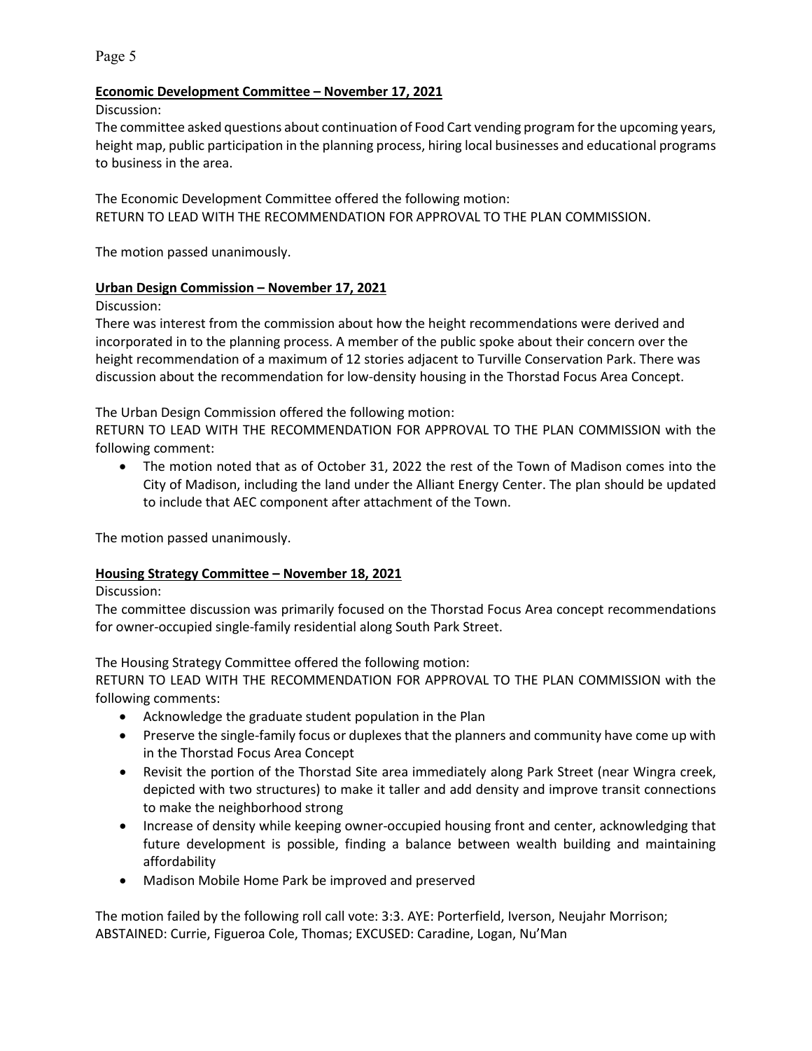**Economic Development Committee – November 17, 2021**

Discussion:

The committee asked questions about continuation of Food Cart vending program for the upcoming years, height map, public participation in the planning process, hiring local businesses and educational programs to business in the area.

The Economic Development Committee offered the following motion:
RETURN TO LEAD WITH THE RECOMMENDATION FOR APPROVAL TO THE PLAN COMMISSION.

The motion passed unanimously.

**Urban Design Commission – November 17, 2021**

Discussion:

There was interest from the commission about how the height recommendations were derived and incorporated in to the planning process. A member of the public spoke about their concern over the height recommendation of a maximum of 12 stories adjacent to Turville Conservation Park. There was discussion about the recommendation for low-density housing in the Thorstad Focus Area Concept.

The Urban Design Commission offered the following motion:
RETURN TO LEAD WITH THE RECOMMENDATION FOR APPROVAL TO THE PLAN COMMISSION with the following comment:

- The motion noted that as of October 31, 2022 the rest of the Town of Madison comes into the City of Madison, including the land under the Alliant Energy Center. The plan should be updated to include that AEC component after attachment of the Town.

The motion passed unanimously.

**Housing Strategy Committee – November 18, 2021**

Discussion:

The committee discussion was primarily focused on the Thorstad Focus Area concept recommendations for owner-occupied single-family residential along South Park Street.

The Housing Strategy Committee offered the following motion:
RETURN TO LEAD WITH THE RECOMMENDATION FOR APPROVAL TO THE PLAN COMMISSION with the following comments:

- Acknowledge the graduate student population in the Plan
- Preserve the single-family focus or duplexes that the planners and community have come up with in the Thorstad Focus Area Concept
- Revisit the portion of the Thorstad Site area immediately along Park Street (near Wingra creek, depicted with two structures) to make it taller and add density and improve transit connections to make the neighborhood strong
- Increase of density while keeping owner-occupied housing front and center, acknowledging that future development is possible, finding a balance between wealth building and maintaining affordability
- Madison Mobile Home Park be improved and preserved

The motion failed by the following roll call vote: 3:3. AYE: Porterfield, Iverson, Neujahr Morrison; ABSTAINED: Currie, Figueroa Cole, Thomas; EXCUSED: Caradine, Logan, Nu'Man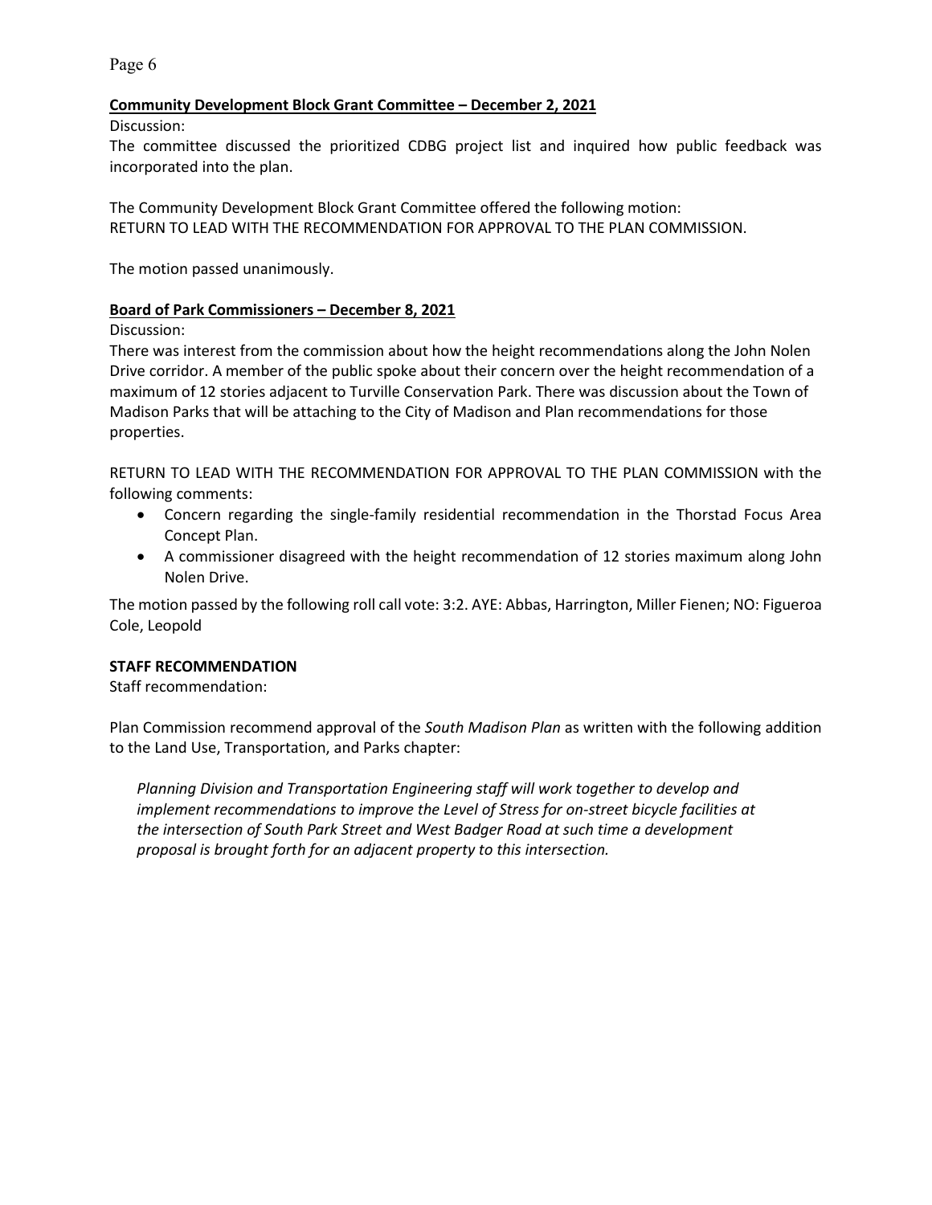**Community Development Block Grant Committee – December 2, 2021**

Discussion:

The committee discussed the prioritized CDBG project list and inquired how public feedback was incorporated into the plan.

The Community Development Block Grant Committee offered the following motion:
RETURN TO LEAD WITH THE RECOMMENDATION FOR APPROVAL TO THE PLAN COMMISSION.

The motion passed unanimously.

**Board of Park Commissioners – December 8, 2021**

Discussion:

There was interest from the commission about how the height recommendations along the John Nolen Drive corridor. A member of the public spoke about their concern over the height recommendation of a maximum of 12 stories adjacent to Turville Conservation Park. There was discussion about the Town of Madison Parks that will be attaching to the City of Madison and Plan recommendations for those properties.

RETURN TO LEAD WITH THE RECOMMENDATION FOR APPROVAL TO THE PLAN COMMISSION with the following comments:

- Concern regarding the single-family residential recommendation in the Thorstad Focus Area Concept Plan.
- A commissioner disagreed with the height recommendation of 12 stories maximum along John Nolen Drive.

The motion passed by the following roll call vote: 3:2. AYE: Abbas, Harrington, Miller Fienen; NO: Figueroa Cole, Leopold

**STAFF RECOMMENDATION**

Staff recommendation:

Plan Commission recommend approval of the *South Madison Plan* as written with the following addition to the Land Use, Transportation, and Parks chapter:

> *Planning Division and Transportation Engineering staff will work together to develop and implement recommendations to improve the Level of Stress for on-street bicycle facilities at the intersection of South Park Street and West Badger Road at such time a development proposal is brought forth for an adjacent property to this intersection.*